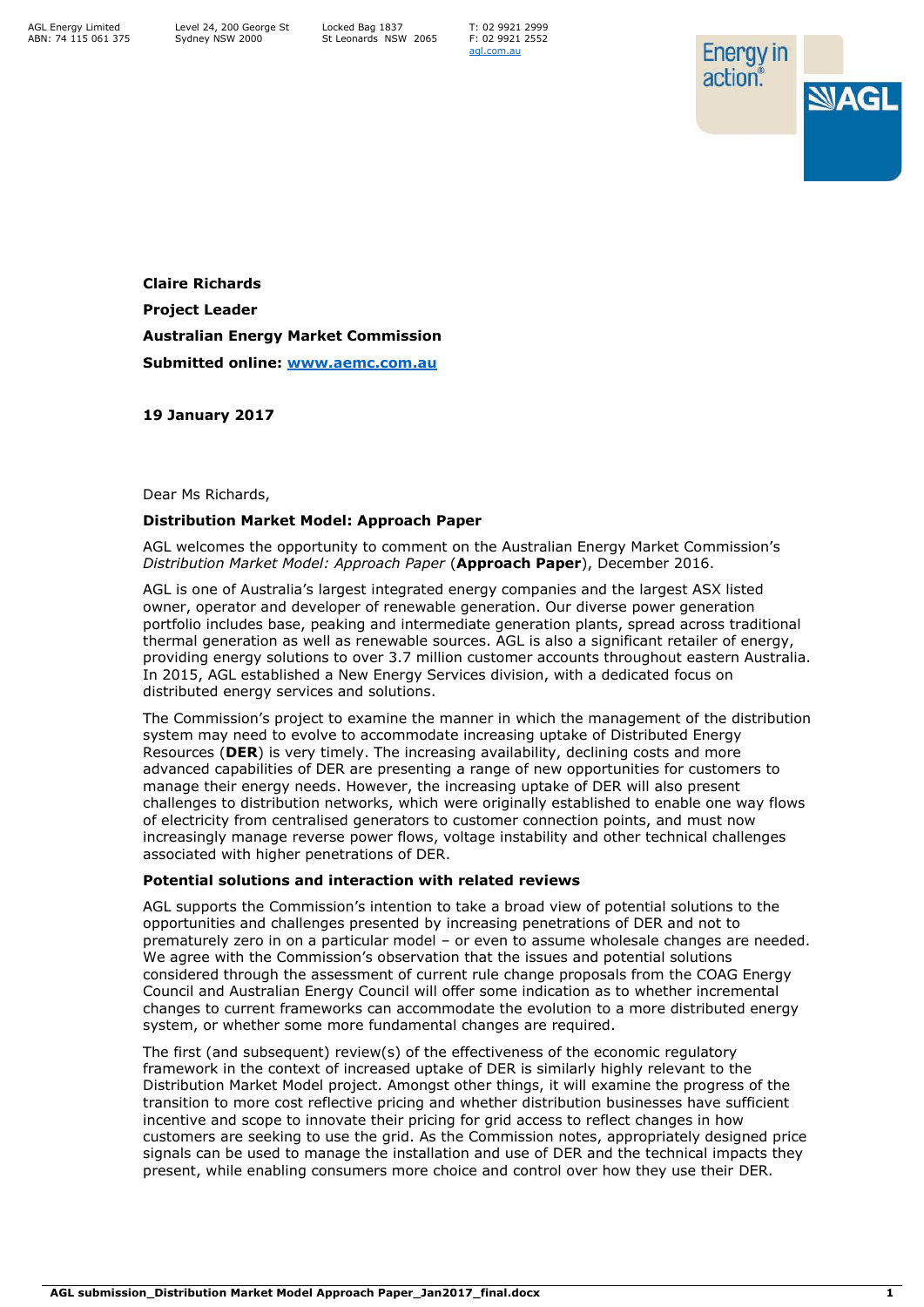AGL Energy Limited
ABN: 74 115 061 375

Level 24, 200 George St
Sydney NSW 2000

Locked Bag 1837
St Leonards NSW 2065

T: 02 9921 2999
F: 02 9921 2552
agl.com.au

**Claire Richards**

**Project Leader**

**Australian Energy Market Commission**

**Submitted online: www.aemc.com.au**

**19 January 2017**

Dear Ms Richards,

**Distribution Market Model: Approach Paper**

AGL welcomes the opportunity to comment on the Australian Energy Market Commission's *Distribution Market Model: Approach Paper* (**Approach Paper**), December 2016.

AGL is one of Australia's largest integrated energy companies and the largest ASX listed owner, operator and developer of renewable generation. Our diverse power generation portfolio includes base, peaking and intermediate generation plants, spread across traditional thermal generation as well as renewable sources. AGL is also a significant retailer of energy, providing energy solutions to over 3.7 million customer accounts throughout eastern Australia. In 2015, AGL established a New Energy Services division, with a dedicated focus on distributed energy services and solutions.

The Commission's project to examine the manner in which the management of the distribution system may need to evolve to accommodate increasing uptake of Distributed Energy Resources (**DER**) is very timely. The increasing availability, declining costs and more advanced capabilities of DER are presenting a range of new opportunities for customers to manage their energy needs. However, the increasing uptake of DER will also present challenges to distribution networks, which were originally established to enable one way flows of electricity from centralised generators to customer connection points, and must now increasingly manage reverse power flows, voltage instability and other technical challenges associated with higher penetrations of DER.

**Potential solutions and interaction with related reviews**

AGL supports the Commission's intention to take a broad view of potential solutions to the opportunities and challenges presented by increasing penetrations of DER and not to prematurely zero in on a particular model – or even to assume wholesale changes are needed. We agree with the Commission's observation that the issues and potential solutions considered through the assessment of current rule change proposals from the COAG Energy Council and Australian Energy Council will offer some indication as to whether incremental changes to current frameworks can accommodate the evolution to a more distributed energy system, or whether some more fundamental changes are required.

The first (and subsequent) review(s) of the effectiveness of the economic regulatory framework in the context of increased uptake of DER is similarly highly relevant to the Distribution Market Model project. Amongst other things, it will examine the progress of the transition to more cost reflective pricing and whether distribution businesses have sufficient incentive and scope to innovate their pricing for grid access to reflect changes in how customers are seeking to use the grid. As the Commission notes, appropriately designed price signals can be used to manage the installation and use of DER and the technical impacts they present, while enabling consumers more choice and control over how they use their DER.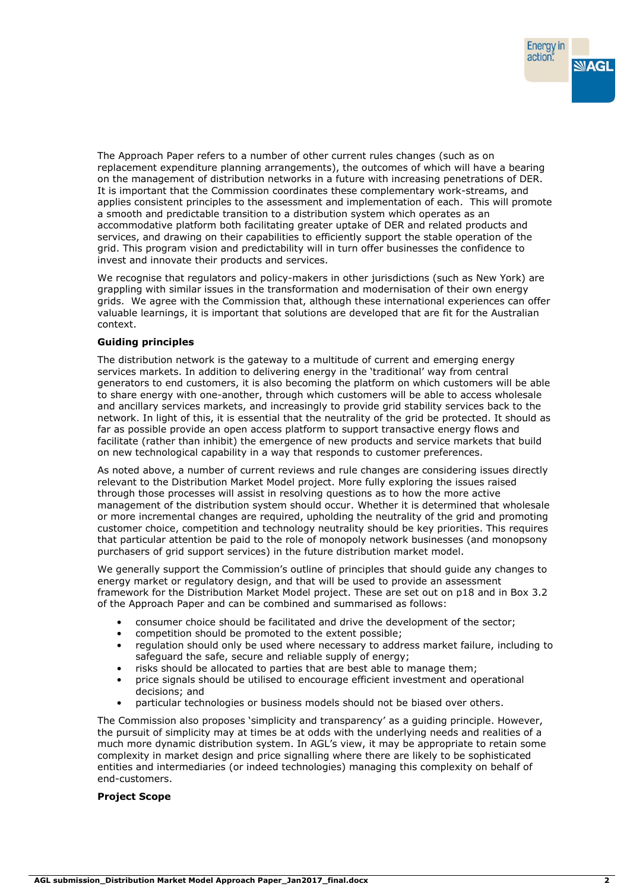The Approach Paper refers to a number of other current rules changes (such as on replacement expenditure planning arrangements), the outcomes of which will have a bearing on the management of distribution networks in a future with increasing penetrations of DER. It is important that the Commission coordinates these complementary work-streams, and applies consistent principles to the assessment and implementation of each. This will promote a smooth and predictable transition to a distribution system which operates as an accommodative platform both facilitating greater uptake of DER and related products and services, and drawing on their capabilities to efficiently support the stable operation of the grid. This program vision and predictability will in turn offer businesses the confidence to invest and innovate their products and services.

We recognise that regulators and policy-makers in other jurisdictions (such as New York) are grappling with similar issues in the transformation and modernisation of their own energy grids. We agree with the Commission that, although these international experiences can offer valuable learnings, it is important that solutions are developed that are fit for the Australian context.

**Guiding principles**

The distribution network is the gateway to a multitude of current and emerging energy services markets. In addition to delivering energy in the 'traditional' way from central generators to end customers, it is also becoming the platform on which customers will be able to share energy with one-another, through which customers will be able to access wholesale and ancillary services markets, and increasingly to provide grid stability services back to the network. In light of this, it is essential that the neutrality of the grid be protected. It should as far as possible provide an open access platform to support transactive energy flows and facilitate (rather than inhibit) the emergence of new products and service markets that build on new technological capability in a way that responds to customer preferences.

As noted above, a number of current reviews and rule changes are considering issues directly relevant to the Distribution Market Model project. More fully exploring the issues raised through those processes will assist in resolving questions as to how the more active management of the distribution system should occur. Whether it is determined that wholesale or more incremental changes are required, upholding the neutrality of the grid and promoting customer choice, competition and technology neutrality should be key priorities. This requires that particular attention be paid to the role of monopoly network businesses (and monopsony purchasers of grid support services) in the future distribution market model.

We generally support the Commission's outline of principles that should guide any changes to energy market or regulatory design, and that will be used to provide an assessment framework for the Distribution Market Model project. These are set out on p18 and in Box 3.2 of the Approach Paper and can be combined and summarised as follows:

- consumer choice should be facilitated and drive the development of the sector;
- competition should be promoted to the extent possible;
- regulation should only be used where necessary to address market failure, including to safeguard the safe, secure and reliable supply of energy;
- risks should be allocated to parties that are best able to manage them;
- price signals should be utilised to encourage efficient investment and operational decisions; and
- particular technologies or business models should not be biased over others.

The Commission also proposes 'simplicity and transparency' as a guiding principle. However, the pursuit of simplicity may at times be at odds with the underlying needs and realities of a much more dynamic distribution system. In AGL's view, it may be appropriate to retain some complexity in market design and price signalling where there are likely to be sophisticated entities and intermediaries (or indeed technologies) managing this complexity on behalf of end-customers.

**Project Scope**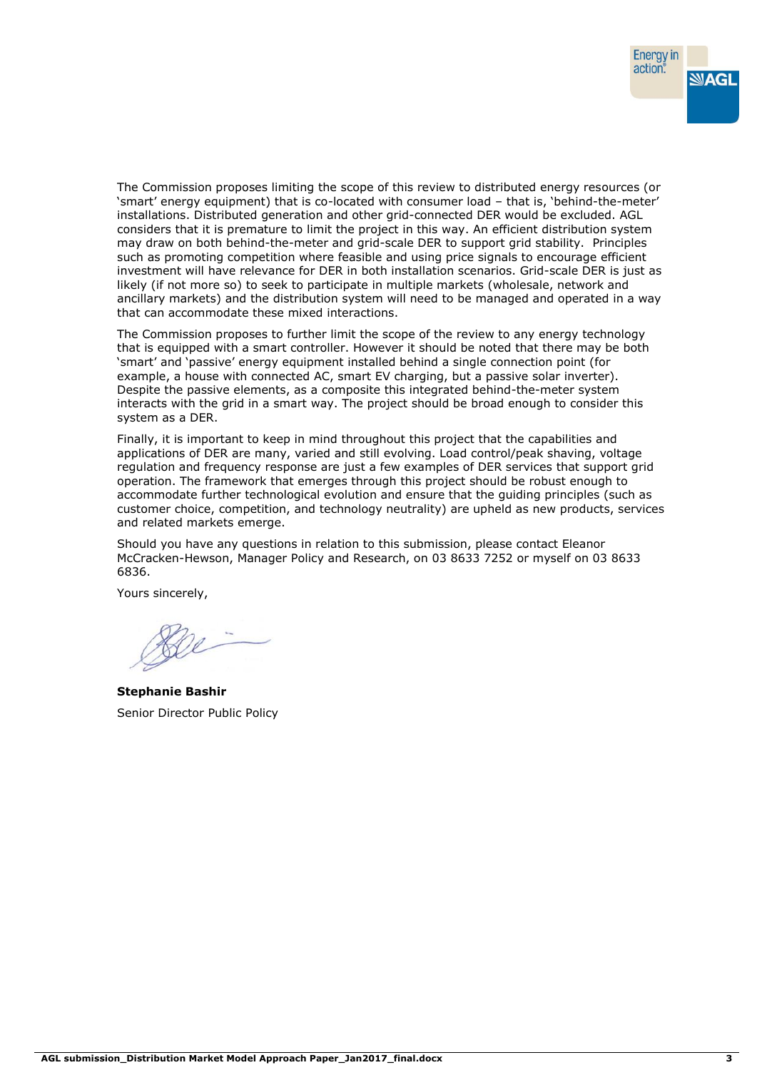The Commission proposes limiting the scope of this review to distributed energy resources (or 'smart' energy equipment) that is co-located with consumer load – that is, 'behind-the-meter' installations. Distributed generation and other grid-connected DER would be excluded. AGL considers that it is premature to limit the project in this way. An efficient distribution system may draw on both behind-the-meter and grid-scale DER to support grid stability. Principles such as promoting competition where feasible and using price signals to encourage efficient investment will have relevance for DER in both installation scenarios. Grid-scale DER is just as likely (if not more so) to seek to participate in multiple markets (wholesale, network and ancillary markets) and the distribution system will need to be managed and operated in a way that can accommodate these mixed interactions.

The Commission proposes to further limit the scope of the review to any energy technology that is equipped with a smart controller. However it should be noted that there may be both 'smart' and 'passive' energy equipment installed behind a single connection point (for example, a house with connected AC, smart EV charging, but a passive solar inverter). Despite the passive elements, as a composite this integrated behind-the-meter system interacts with the grid in a smart way. The project should be broad enough to consider this system as a DER.

Finally, it is important to keep in mind throughout this project that the capabilities and applications of DER are many, varied and still evolving. Load control/peak shaving, voltage regulation and frequency response are just a few examples of DER services that support grid operation. The framework that emerges through this project should be robust enough to accommodate further technological evolution and ensure that the guiding principles (such as customer choice, competition, and technology neutrality) are upheld as new products, services and related markets emerge.

Should you have any questions in relation to this submission, please contact Eleanor McCracken-Hewson, Manager Policy and Research, on 03 8633 7252 or myself on 03 8633 6836.

Yours sincerely,

**Stephanie Bashir**

Senior Director Public Policy